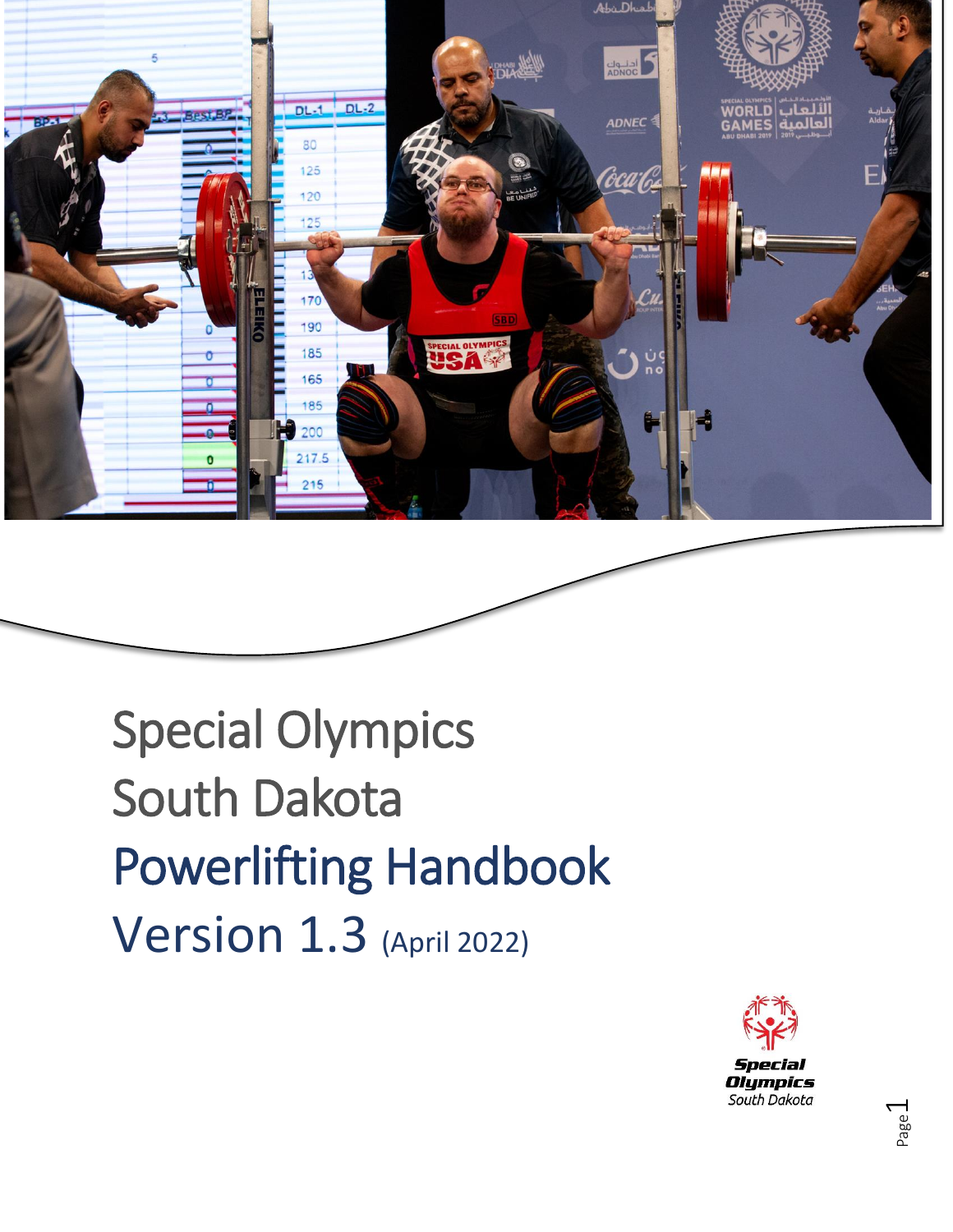# Special Olympics South Dakota

# Powerlifting Handbook

## Version 1.3 (April 2022)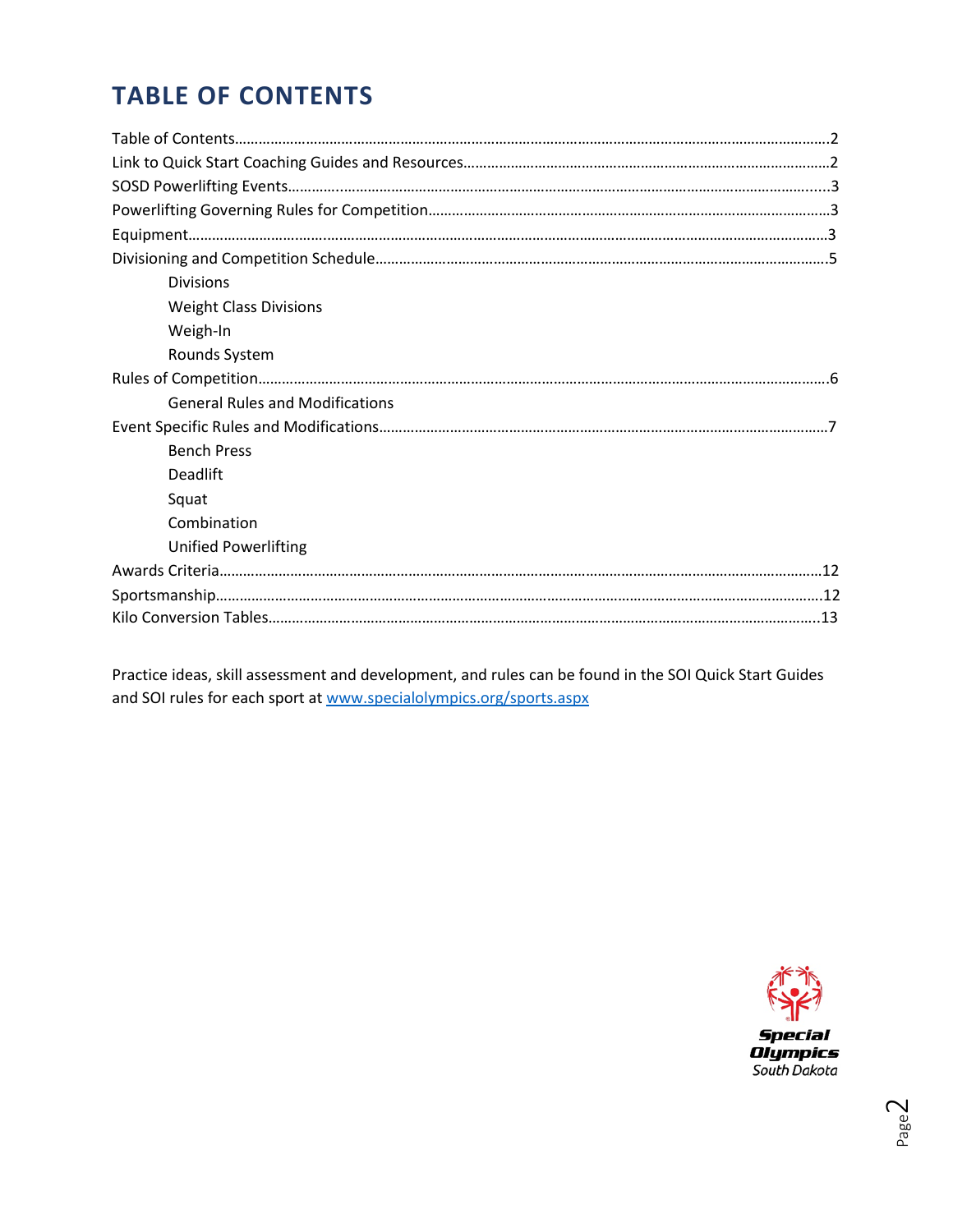# TABLE OF CONTENTS

Table of Contents…………………………………………………………………………………………………………………………2
Link to Quick Start Coaching Guides and Resources………………………………………………………………………2
SOSD Powerlifting Events…………………………………………………………………………………………………………….3
Powerlifting Governing Rules for Competition…………………………………………………………………………….3
Equipment…………………………………………………………………………………………………………………………………3
Divisioning and Competition Schedule………………………………………………………………………………………5

- Divisions
- Weight Class Divisions
- Weigh-In
- Rounds System

Rules of Competition…………………………………………………………………………………………………………………6

- General Rules and Modifications

Event Specific Rules and Modifications……………………………………………………………………………………7

- Bench Press
- Deadlift
- Squat
- Combination
- Unified Powerlifting

Awards Criteria…………………………………………………………………………………………………………………………12
Sportsmanship…………………………………………………………………………………………………………………………12
Kilo Conversion Tables………………………………………………………………………………………………………………13

Practice ideas, skill assessment and development, and rules can be found in the SOI Quick Start Guides and SOI rules for each sport at [www.specialolympics.org/sports.aspx](http://www.specialolympics.org/sports.aspx)

Special Olympics South Dakota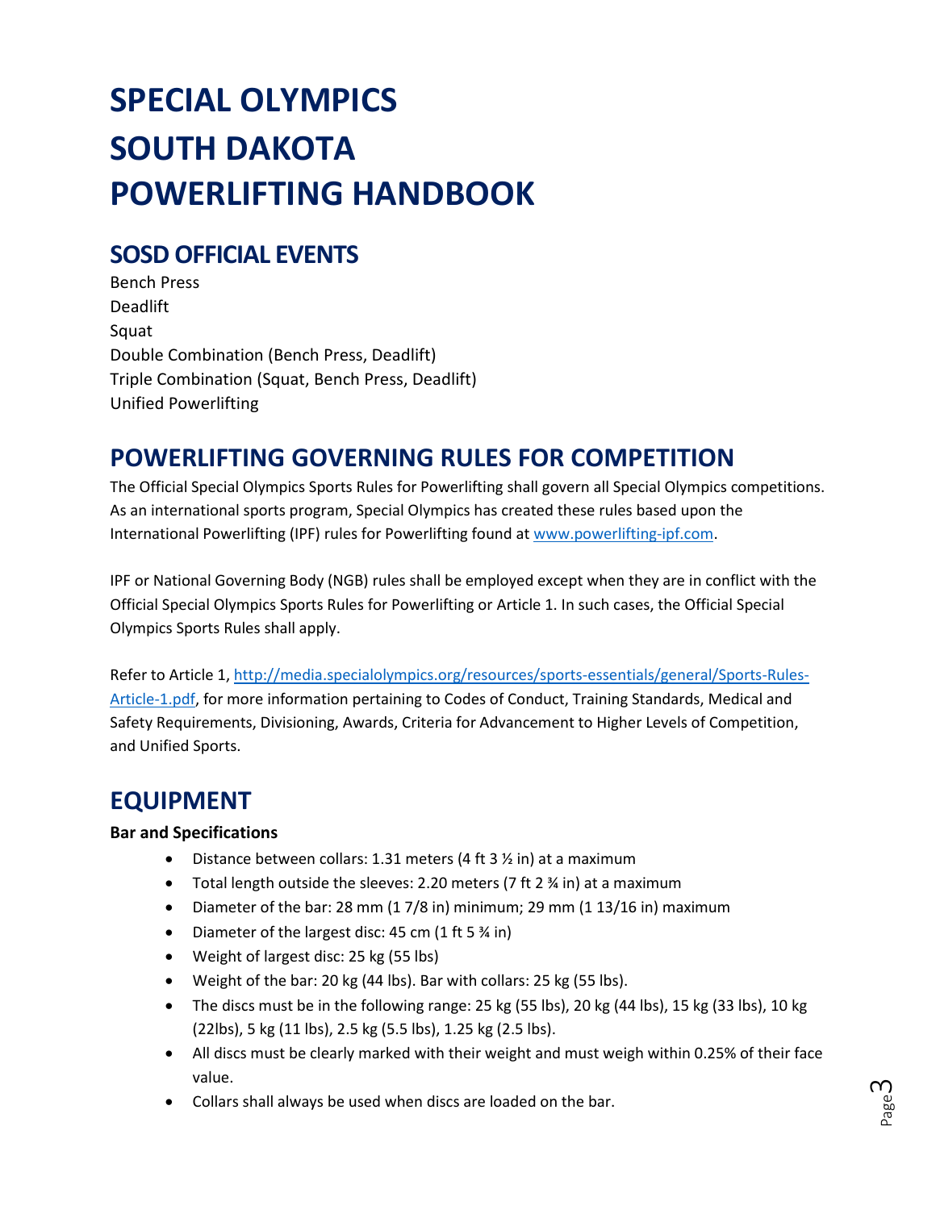# SPECIAL OLYMPICS SOUTH DAKOTA POWERLIFTING HANDBOOK

## SOSD OFFICIAL EVENTS

Bench Press
Deadlift
Squat
Double Combination (Bench Press, Deadlift)
Triple Combination (Squat, Bench Press, Deadlift)
Unified Powerlifting

## POWERLIFTING GOVERNING RULES FOR COMPETITION

The Official Special Olympics Sports Rules for Powerlifting shall govern all Special Olympics competitions. As an international sports program, Special Olympics has created these rules based upon the International Powerlifting (IPF) rules for Powerlifting found at [www.powerlifting-ipf.com](www.powerlifting-ipf.com).

IPF or National Governing Body (NGB) rules shall be employed except when they are in conflict with the Official Special Olympics Sports Rules for Powerlifting or Article 1. In such cases, the Official Special Olympics Sports Rules shall apply.

Refer to Article 1, [http://media.specialolympics.org/resources/sports-essentials/general/Sports-Rules-Article-1.pdf](http://media.specialolympics.org/resources/sports-essentials/general/Sports-Rules-Article-1.pdf), for more information pertaining to Codes of Conduct, Training Standards, Medical and Safety Requirements, Divisioning, Awards, Criteria for Advancement to Higher Levels of Competition, and Unified Sports.

## EQUIPMENT

**Bar and Specifications**

- Distance between collars: 1.31 meters (4 ft 3 ½ in) at a maximum
- Total length outside the sleeves: 2.20 meters (7 ft 2 ¾ in) at a maximum
- Diameter of the bar: 28 mm (1 7/8 in) minimum; 29 mm (1 13/16 in) maximum
- Diameter of the largest disc: 45 cm (1 ft 5 ¾ in)
- Weight of largest disc: 25 kg (55 lbs)
- Weight of the bar: 20 kg (44 lbs). Bar with collars: 25 kg (55 lbs).
- The discs must be in the following range: 25 kg (55 lbs), 20 kg (44 lbs), 15 kg (33 lbs), 10 kg (22lbs), 5 kg (11 lbs), 2.5 kg (5.5 lbs), 1.25 kg (2.5 lbs).
- All discs must be clearly marked with their weight and must weigh within 0.25% of their face value.
- Collars shall always be used when discs are loaded on the bar.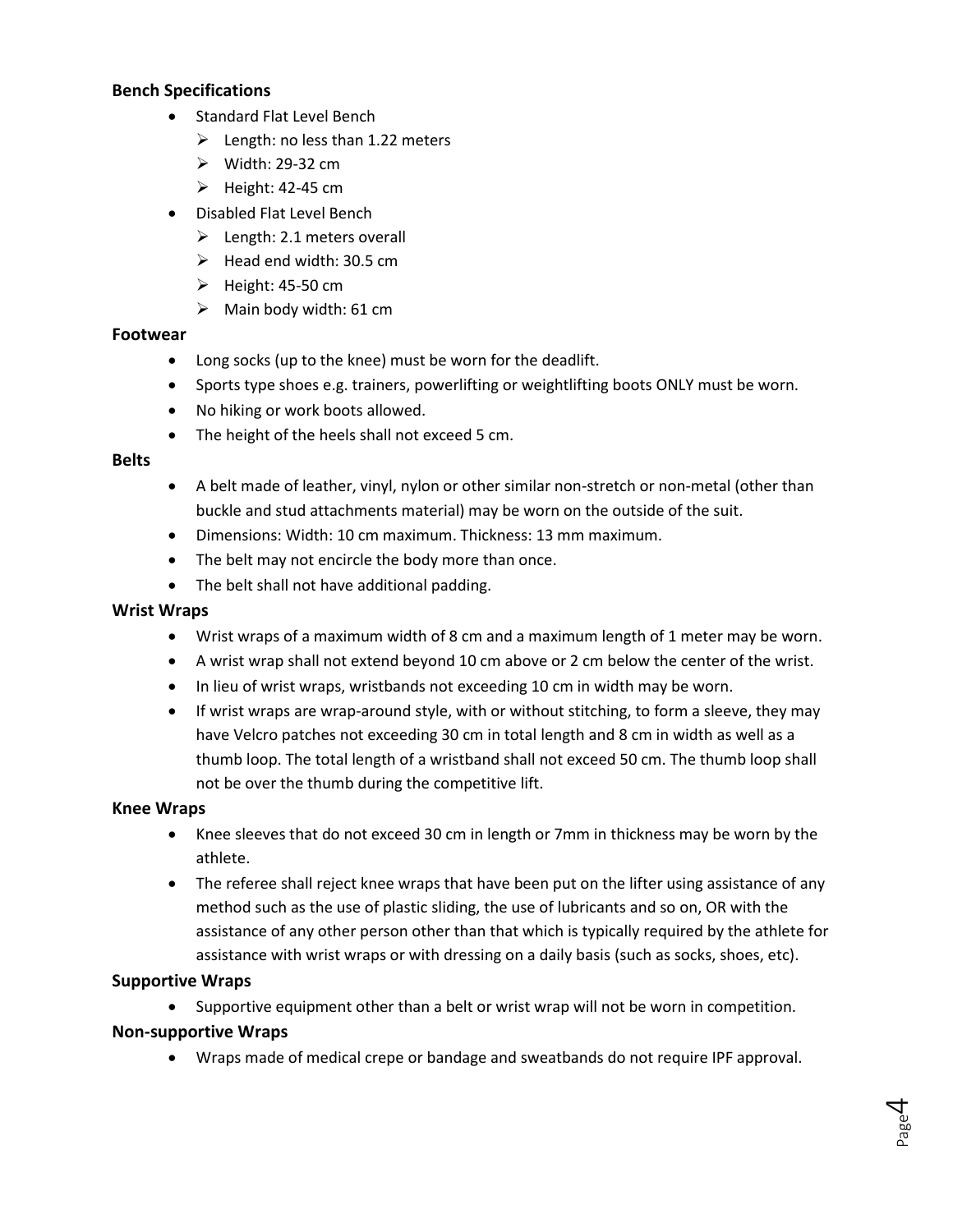**Bench Specifications**

- Standard Flat Level Bench
  - Length: no less than 1.22 meters
  - Width: 29-32 cm
  - Height: 42-45 cm
- Disabled Flat Level Bench
  - Length: 2.1 meters overall
  - Head end width: 30.5 cm
  - Height: 45-50 cm
  - Main body width: 61 cm

**Footwear**

- Long socks (up to the knee) must be worn for the deadlift.
- Sports type shoes e.g. trainers, powerlifting or weightlifting boots ONLY must be worn.
- No hiking or work boots allowed.
- The height of the heels shall not exceed 5 cm.

**Belts**

- A belt made of leather, vinyl, nylon or other similar non-stretch or non-metal (other than buckle and stud attachments material) may be worn on the outside of the suit.
- Dimensions: Width: 10 cm maximum. Thickness: 13 mm maximum.
- The belt may not encircle the body more than once.
- The belt shall not have additional padding.

**Wrist Wraps**

- Wrist wraps of a maximum width of 8 cm and a maximum length of 1 meter may be worn.
- A wrist wrap shall not extend beyond 10 cm above or 2 cm below the center of the wrist.
- In lieu of wrist wraps, wristbands not exceeding 10 cm in width may be worn.
- If wrist wraps are wrap-around style, with or without stitching, to form a sleeve, they may have Velcro patches not exceeding 30 cm in total length and 8 cm in width as well as a thumb loop. The total length of a wristband shall not exceed 50 cm. The thumb loop shall not be over the thumb during the competitive lift.

**Knee Wraps**

- Knee sleeves that do not exceed 30 cm in length or 7mm in thickness may be worn by the athlete.
- The referee shall reject knee wraps that have been put on the lifter using assistance of any method such as the use of plastic sliding, the use of lubricants and so on, OR with the assistance of any other person other than that which is typically required by the athlete for assistance with wrist wraps or with dressing on a daily basis (such as socks, shoes, etc).

**Supportive Wraps**

- Supportive equipment other than a belt or wrist wrap will not be worn in competition.

**Non-supportive Wraps**

- Wraps made of medical crepe or bandage and sweatbands do not require IPF approval.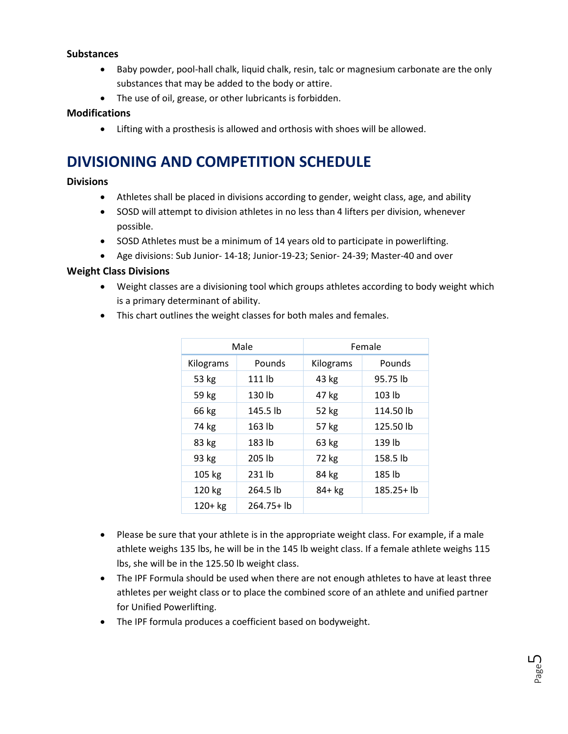**Substances**

- Baby powder, pool-hall chalk, liquid chalk, resin, talc or magnesium carbonate are the only substances that may be added to the body or attire.
- The use of oil, grease, or other lubricants is forbidden.

**Modifications**

- Lifting with a prosthesis is allowed and orthosis with shoes will be allowed.

## DIVISIONING AND COMPETITION SCHEDULE

**Divisions**

- Athletes shall be placed in divisions according to gender, weight class, age, and ability
- SOSD will attempt to division athletes in no less than 4 lifters per division, whenever possible.
- SOSD Athletes must be a minimum of 14 years old to participate in powerlifting.
- Age divisions: Sub Junior- 14-18; Junior-19-23; Senior- 24-39; Master-40 and over

**Weight Class Divisions**

- Weight classes are a divisioning tool which groups athletes according to body weight which is a primary determinant of ability.
- This chart outlines the weight classes for both males and females.

| Male | | Female | |
|---|---|---|---|
| Kilograms | Pounds | Kilograms | Pounds |
| 53 kg | 111 lb | 43 kg | 95.75 lb |
| 59 kg | 130 lb | 47 kg | 103 lb |
| 66 kg | 145.5 lb | 52 kg | 114.50 lb |
| 74 kg | 163 lb | 57 kg | 125.50 lb |
| 83 kg | 183 lb | 63 kg | 139 lb |
| 93 kg | 205 lb | 72 kg | 158.5 lb |
| 105 kg | 231 lb | 84 kg | 185 lb |
| 120 kg | 264.5 lb | 84+ kg | 185.25+ lb |
| 120+ kg | 264.75+ lb | | |

- Please be sure that your athlete is in the appropriate weight class. For example, if a male athlete weighs 135 lbs, he will be in the 145 lb weight class. If a female athlete weighs 115 lbs, she will be in the 125.50 lb weight class.
- The IPF Formula should be used when there are not enough athletes to have at least three athletes per weight class or to place the combined score of an athlete and unified partner for Unified Powerlifting.
- The IPF formula produces a coefficient based on bodyweight.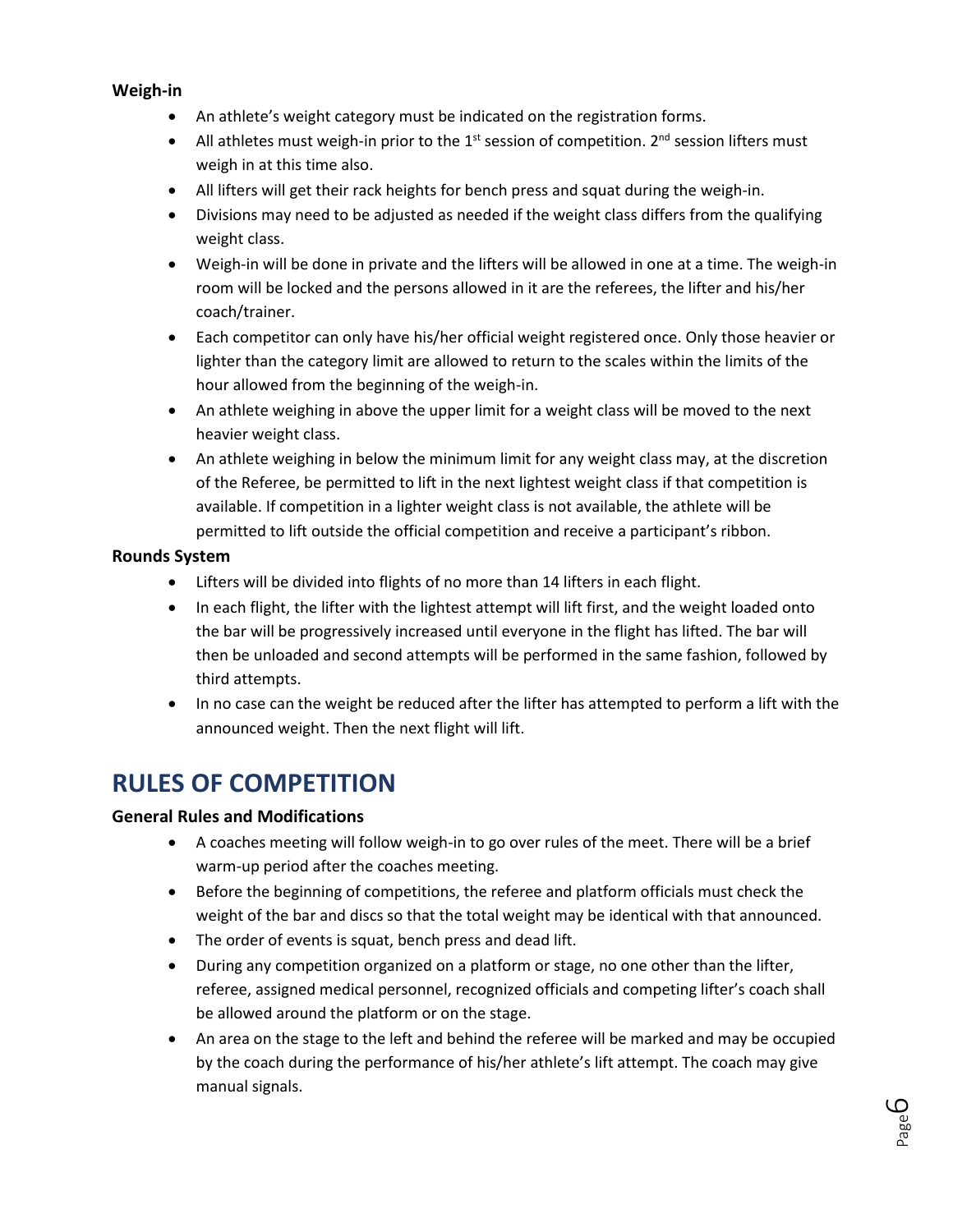### Weigh-in

- An athlete's weight category must be indicated on the registration forms.
- All athletes must weigh-in prior to the 1st session of competition. 2nd session lifters must weigh in at this time also.
- All lifters will get their rack heights for bench press and squat during the weigh-in.
- Divisions may need to be adjusted as needed if the weight class differs from the qualifying weight class.
- Weigh-in will be done in private and the lifters will be allowed in one at a time. The weigh-in room will be locked and the persons allowed in it are the referees, the lifter and his/her coach/trainer.
- Each competitor can only have his/her official weight registered once. Only those heavier or lighter than the category limit are allowed to return to the scales within the limits of the hour allowed from the beginning of the weigh-in.
- An athlete weighing in above the upper limit for a weight class will be moved to the next heavier weight class.
- An athlete weighing in below the minimum limit for any weight class may, at the discretion of the Referee, be permitted to lift in the next lightest weight class if that competition is available. If competition in a lighter weight class is not available, the athlete will be permitted to lift outside the official competition and receive a participant's ribbon.

### Rounds System

- Lifters will be divided into flights of no more than 14 lifters in each flight.
- In each flight, the lifter with the lightest attempt will lift first, and the weight loaded onto the bar will be progressively increased until everyone in the flight has lifted. The bar will then be unloaded and second attempts will be performed in the same fashion, followed by third attempts.
- In no case can the weight be reduced after the lifter has attempted to perform a lift with the announced weight. Then the next flight will lift.

## RULES OF COMPETITION

### General Rules and Modifications

- A coaches meeting will follow weigh-in to go over rules of the meet. There will be a brief warm-up period after the coaches meeting.
- Before the beginning of competitions, the referee and platform officials must check the weight of the bar and discs so that the total weight may be identical with that announced.
- The order of events is squat, bench press and dead lift.
- During any competition organized on a platform or stage, no one other than the lifter, referee, assigned medical personnel, recognized officials and competing lifter's coach shall be allowed around the platform or on the stage.
- An area on the stage to the left and behind the referee will be marked and may be occupied by the coach during the performance of his/her athlete's lift attempt. The coach may give manual signals.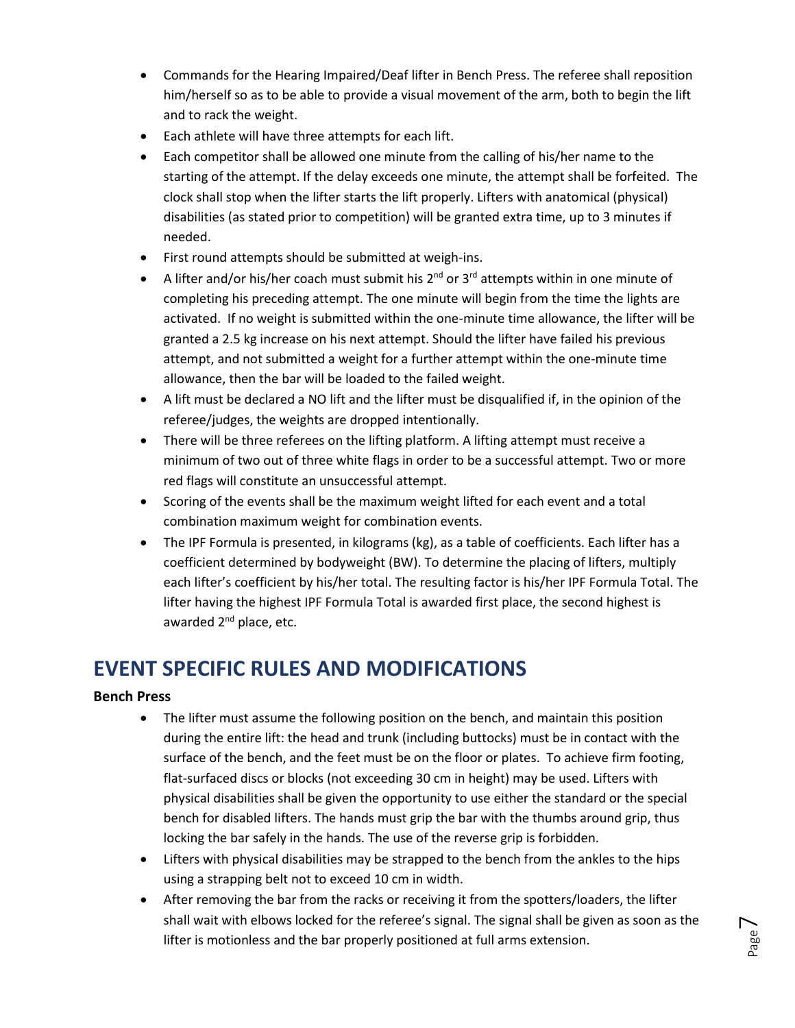- Commands for the Hearing Impaired/Deaf lifter in Bench Press. The referee shall reposition him/herself so as to be able to provide a visual movement of the arm, both to begin the lift and to rack the weight.
- Each athlete will have three attempts for each lift.
- Each competitor shall be allowed one minute from the calling of his/her name to the starting of the attempt. If the delay exceeds one minute, the attempt shall be forfeited. The clock shall stop when the lifter starts the lift properly. Lifters with anatomical (physical) disabilities (as stated prior to competition) will be granted extra time, up to 3 minutes if needed.
- First round attempts should be submitted at weigh-ins.
- A lifter and/or his/her coach must submit his 2nd or 3rd attempts within in one minute of completing his preceding attempt. The one minute will begin from the time the lights are activated. If no weight is submitted within the one-minute time allowance, the lifter will be granted a 2.5 kg increase on his next attempt. Should the lifter have failed his previous attempt, and not submitted a weight for a further attempt within the one-minute time allowance, then the bar will be loaded to the failed weight.
- A lift must be declared a NO lift and the lifter must be disqualified if, in the opinion of the referee/judges, the weights are dropped intentionally.
- There will be three referees on the lifting platform. A lifting attempt must receive a minimum of two out of three white flags in order to be a successful attempt. Two or more red flags will constitute an unsuccessful attempt.
- Scoring of the events shall be the maximum weight lifted for each event and a total combination maximum weight for combination events.
- The IPF Formula is presented, in kilograms (kg), as a table of coefficients. Each lifter has a coefficient determined by bodyweight (BW). To determine the placing of lifters, multiply each lifter's coefficient by his/her total. The resulting factor is his/her IPF Formula Total. The lifter having the highest IPF Formula Total is awarded first place, the second highest is awarded 2nd place, etc.

# EVENT SPECIFIC RULES AND MODIFICATIONS

**Bench Press**

- The lifter must assume the following position on the bench, and maintain this position during the entire lift: the head and trunk (including buttocks) must be in contact with the surface of the bench, and the feet must be on the floor or plates. To achieve firm footing, flat-surfaced discs or blocks (not exceeding 30 cm in height) may be used. Lifters with physical disabilities shall be given the opportunity to use either the standard or the special bench for disabled lifters. The hands must grip the bar with the thumbs around grip, thus locking the bar safely in the hands. The use of the reverse grip is forbidden.
- Lifters with physical disabilities may be strapped to the bench from the ankles to the hips using a strapping belt not to exceed 10 cm in width.
- After removing the bar from the racks or receiving it from the spotters/loaders, the lifter shall wait with elbows locked for the referee's signal. The signal shall be given as soon as the lifter is motionless and the bar properly positioned at full arms extension.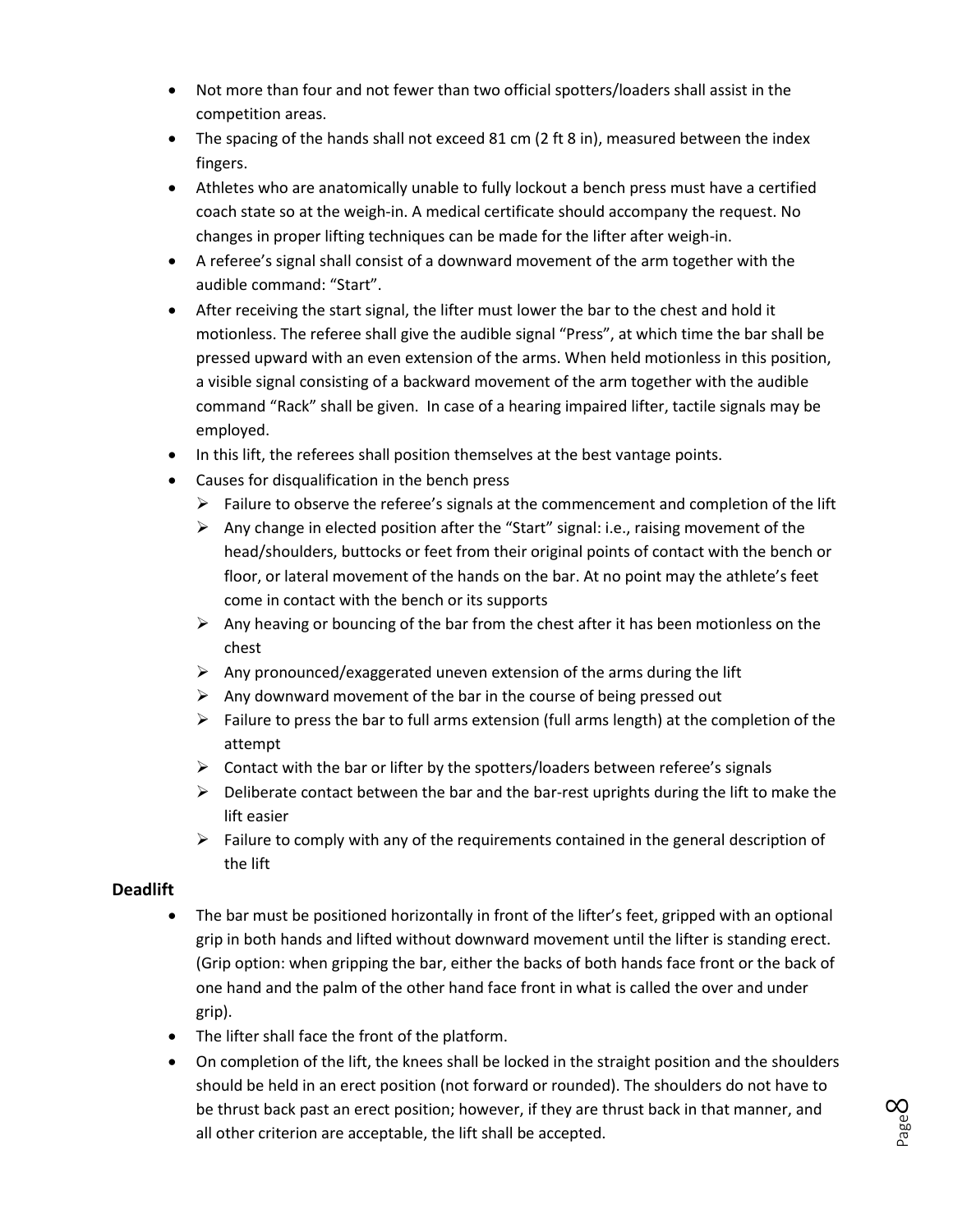- Not more than four and not fewer than two official spotters/loaders shall assist in the competition areas.
- The spacing of the hands shall not exceed 81 cm (2 ft 8 in), measured between the index fingers.
- Athletes who are anatomically unable to fully lockout a bench press must have a certified coach state so at the weigh-in. A medical certificate should accompany the request. No changes in proper lifting techniques can be made for the lifter after weigh-in.
- A referee's signal shall consist of a downward movement of the arm together with the audible command: "Start".
- After receiving the start signal, the lifter must lower the bar to the chest and hold it motionless. The referee shall give the audible signal "Press", at which time the bar shall be pressed upward with an even extension of the arms. When held motionless in this position, a visible signal consisting of a backward movement of the arm together with the audible command "Rack" shall be given. In case of a hearing impaired lifter, tactile signals may be employed.
- In this lift, the referees shall position themselves at the best vantage points.
- Causes for disqualification in the bench press
  - Failure to observe the referee's signals at the commencement and completion of the lift
  - Any change in elected position after the "Start" signal: i.e., raising movement of the head/shoulders, buttocks or feet from their original points of contact with the bench or floor, or lateral movement of the hands on the bar. At no point may the athlete's feet come in contact with the bench or its supports
  - Any heaving or bouncing of the bar from the chest after it has been motionless on the chest
  - Any pronounced/exaggerated uneven extension of the arms during the lift
  - Any downward movement of the bar in the course of being pressed out
  - Failure to press the bar to full arms extension (full arms length) at the completion of the attempt
  - Contact with the bar or lifter by the spotters/loaders between referee's signals
  - Deliberate contact between the bar and the bar-rest uprights during the lift to make the lift easier
  - Failure to comply with any of the requirements contained in the general description of the lift

### Deadlift

- The bar must be positioned horizontally in front of the lifter's feet, gripped with an optional grip in both hands and lifted without downward movement until the lifter is standing erect. (Grip option: when gripping the bar, either the backs of both hands face front or the back of one hand and the palm of the other hand face front in what is called the over and under grip).
- The lifter shall face the front of the platform.
- On completion of the lift, the knees shall be locked in the straight position and the shoulders should be held in an erect position (not forward or rounded). The shoulders do not have to be thrust back past an erect position; however, if they are thrust back in that manner, and all other criterion are acceptable, the lift shall be accepted.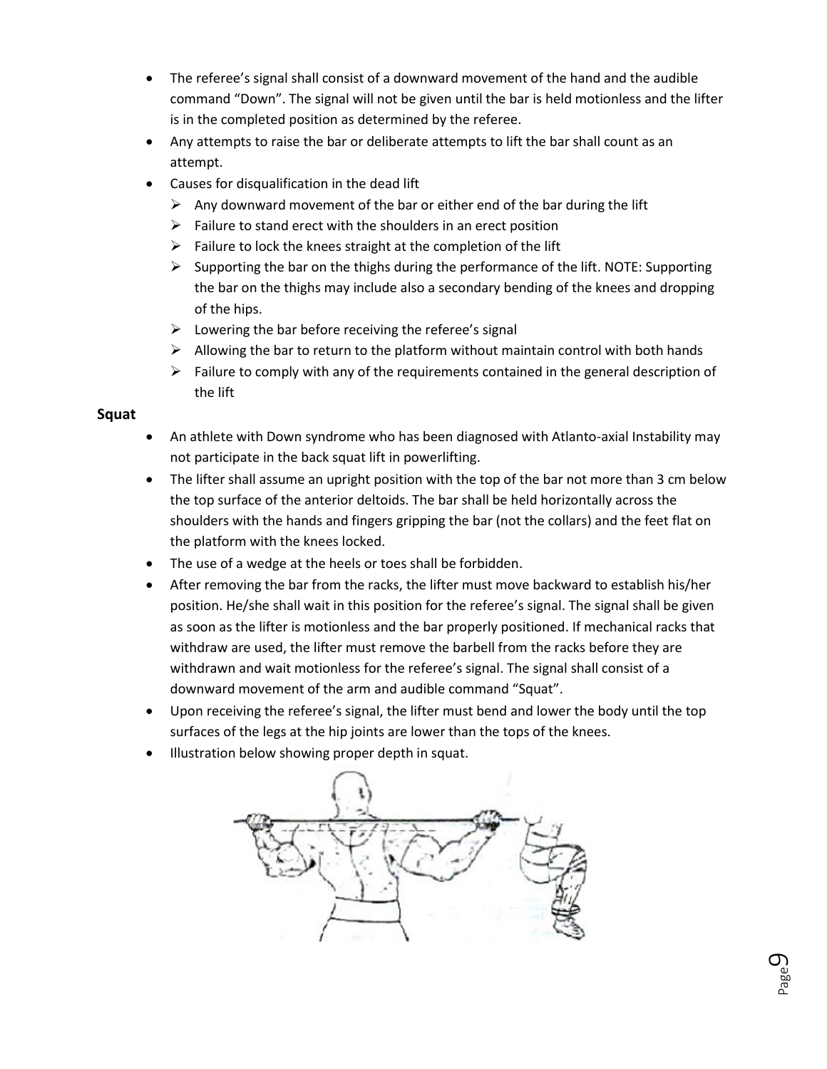- The referee's signal shall consist of a downward movement of the hand and the audible command "Down". The signal will not be given until the bar is held motionless and the lifter is in the completed position as determined by the referee.
- Any attempts to raise the bar or deliberate attempts to lift the bar shall count as an attempt.
- Causes for disqualification in the dead lift
  - Any downward movement of the bar or either end of the bar during the lift
  - Failure to stand erect with the shoulders in an erect position
  - Failure to lock the knees straight at the completion of the lift
  - Supporting the bar on the thighs during the performance of the lift. NOTE: Supporting the bar on the thighs may include also a secondary bending of the knees and dropping of the hips.
  - Lowering the bar before receiving the referee's signal
  - Allowing the bar to return to the platform without maintain control with both hands
  - Failure to comply with any of the requirements contained in the general description of the lift

**Squat**

- An athlete with Down syndrome who has been diagnosed with Atlanto-axial Instability may not participate in the back squat lift in powerlifting.
- The lifter shall assume an upright position with the top of the bar not more than 3 cm below the top surface of the anterior deltoids. The bar shall be held horizontally across the shoulders with the hands and fingers gripping the bar (not the collars) and the feet flat on the platform with the knees locked.
- The use of a wedge at the heels or toes shall be forbidden.
- After removing the bar from the racks, the lifter must move backward to establish his/her position. He/she shall wait in this position for the referee's signal. The signal shall be given as soon as the lifter is motionless and the bar properly positioned. If mechanical racks that withdraw are used, the lifter must remove the barbell from the racks before they are withdrawn and wait motionless for the referee's signal. The signal shall consist of a downward movement of the arm and audible command "Squat".
- Upon receiving the referee's signal, the lifter must bend and lower the body until the top surfaces of the legs at the hip joints are lower than the tops of the knees.
- Illustration below showing proper depth in squat.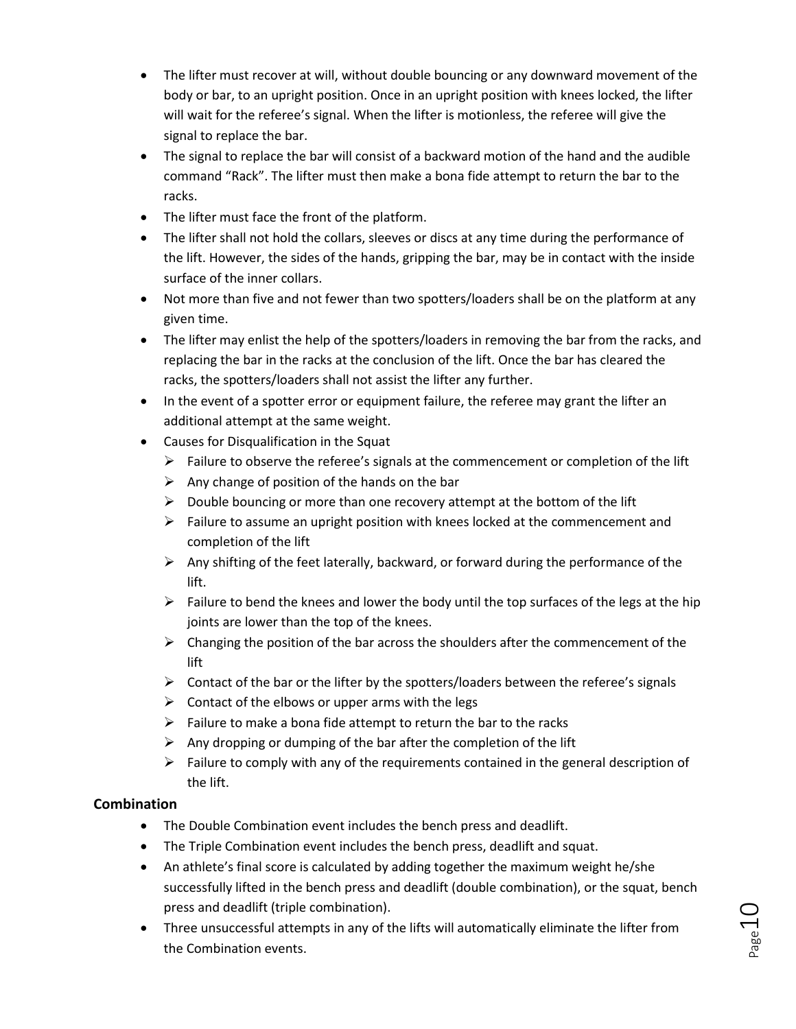- The lifter must recover at will, without double bouncing or any downward movement of the body or bar, to an upright position. Once in an upright position with knees locked, the lifter will wait for the referee's signal. When the lifter is motionless, the referee will give the signal to replace the bar.
- The signal to replace the bar will consist of a backward motion of the hand and the audible command "Rack". The lifter must then make a bona fide attempt to return the bar to the racks.
- The lifter must face the front of the platform.
- The lifter shall not hold the collars, sleeves or discs at any time during the performance of the lift. However, the sides of the hands, gripping the bar, may be in contact with the inside surface of the inner collars.
- Not more than five and not fewer than two spotters/loaders shall be on the platform at any given time.
- The lifter may enlist the help of the spotters/loaders in removing the bar from the racks, and replacing the bar in the racks at the conclusion of the lift. Once the bar has cleared the racks, the spotters/loaders shall not assist the lifter any further.
- In the event of a spotter error or equipment failure, the referee may grant the lifter an additional attempt at the same weight.
- Causes for Disqualification in the Squat
  - Failure to observe the referee's signals at the commencement or completion of the lift
  - Any change of position of the hands on the bar
  - Double bouncing or more than one recovery attempt at the bottom of the lift
  - Failure to assume an upright position with knees locked at the commencement and completion of the lift
  - Any shifting of the feet laterally, backward, or forward during the performance of the lift.
  - Failure to bend the knees and lower the body until the top surfaces of the legs at the hip joints are lower than the top of the knees.
  - Changing the position of the bar across the shoulders after the commencement of the lift
  - Contact of the bar or the lifter by the spotters/loaders between the referee's signals
  - Contact of the elbows or upper arms with the legs
  - Failure to make a bona fide attempt to return the bar to the racks
  - Any dropping or dumping of the bar after the completion of the lift
  - Failure to comply with any of the requirements contained in the general description of the lift.

**Combination**

- The Double Combination event includes the bench press and deadlift.
- The Triple Combination event includes the bench press, deadlift and squat.
- An athlete's final score is calculated by adding together the maximum weight he/she successfully lifted in the bench press and deadlift (double combination), or the squat, bench press and deadlift (triple combination).
- Three unsuccessful attempts in any of the lifts will automatically eliminate the lifter from the Combination events.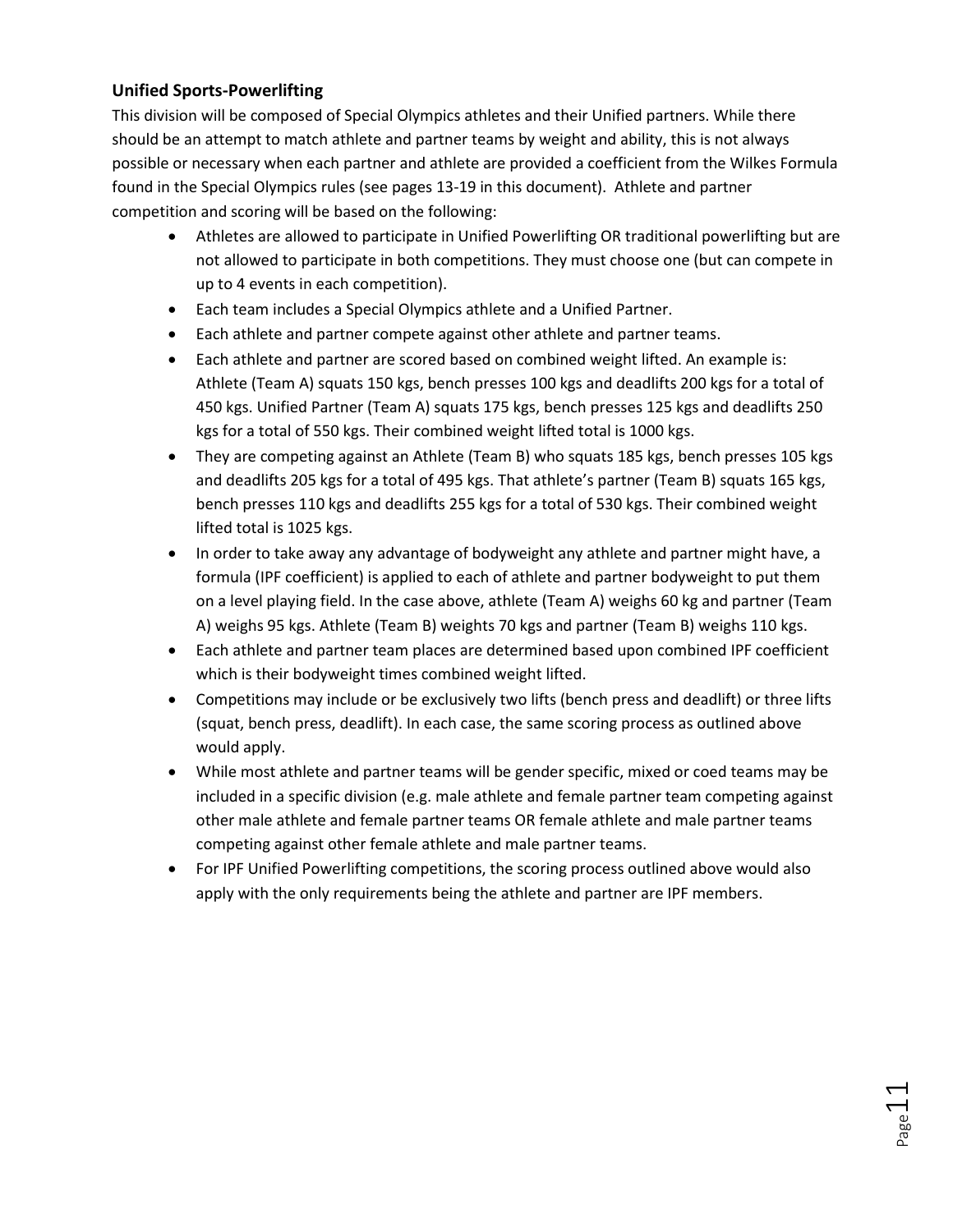### Unified Sports-Powerlifting

This division will be composed of Special Olympics athletes and their Unified partners. While there should be an attempt to match athlete and partner teams by weight and ability, this is not always possible or necessary when each partner and athlete are provided a coefficient from the Wilkes Formula found in the Special Olympics rules (see pages 13-19 in this document). Athlete and partner competition and scoring will be based on the following:

- Athletes are allowed to participate in Unified Powerlifting OR traditional powerlifting but are not allowed to participate in both competitions. They must choose one (but can compete in up to 4 events in each competition).
- Each team includes a Special Olympics athlete and a Unified Partner.
- Each athlete and partner compete against other athlete and partner teams.
- Each athlete and partner are scored based on combined weight lifted. An example is: Athlete (Team A) squats 150 kgs, bench presses 100 kgs and deadlifts 200 kgs for a total of 450 kgs. Unified Partner (Team A) squats 175 kgs, bench presses 125 kgs and deadlifts 250 kgs for a total of 550 kgs. Their combined weight lifted total is 1000 kgs.
- They are competing against an Athlete (Team B) who squats 185 kgs, bench presses 105 kgs and deadlifts 205 kgs for a total of 495 kgs. That athlete's partner (Team B) squats 165 kgs, bench presses 110 kgs and deadlifts 255 kgs for a total of 530 kgs. Their combined weight lifted total is 1025 kgs.
- In order to take away any advantage of bodyweight any athlete and partner might have, a formula (IPF coefficient) is applied to each of athlete and partner bodyweight to put them on a level playing field. In the case above, athlete (Team A) weighs 60 kg and partner (Team A) weighs 95 kgs. Athlete (Team B) weights 70 kgs and partner (Team B) weighs 110 kgs.
- Each athlete and partner team places are determined based upon combined IPF coefficient which is their bodyweight times combined weight lifted.
- Competitions may include or be exclusively two lifts (bench press and deadlift) or three lifts (squat, bench press, deadlift). In each case, the same scoring process as outlined above would apply.
- While most athlete and partner teams will be gender specific, mixed or coed teams may be included in a specific division (e.g. male athlete and female partner team competing against other male athlete and female partner teams OR female athlete and male partner teams competing against other female athlete and male partner teams.
- For IPF Unified Powerlifting competitions, the scoring process outlined above would also apply with the only requirements being the athlete and partner are IPF members.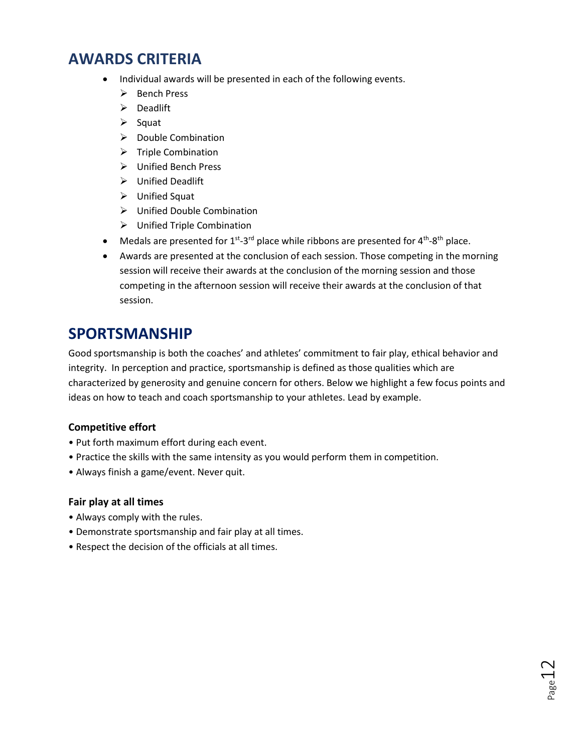## AWARDS CRITERIA

- Individual awards will be presented in each of the following events.
  - Bench Press
  - Deadlift
  - Squat
  - Double Combination
  - Triple Combination
  - Unified Bench Press
  - Unified Deadlift
  - Unified Squat
  - Unified Double Combination
  - Unified Triple Combination
- Medals are presented for 1st-3rd place while ribbons are presented for 4th-8th place.
- Awards are presented at the conclusion of each session. Those competing in the morning session will receive their awards at the conclusion of the morning session and those competing in the afternoon session will receive their awards at the conclusion of that session.

## SPORTSMANSHIP

Good sportsmanship is both the coaches' and athletes' commitment to fair play, ethical behavior and integrity. In perception and practice, sportsmanship is defined as those qualities which are characterized by generosity and genuine concern for others. Below we highlight a few focus points and ideas on how to teach and coach sportsmanship to your athletes. Lead by example.

### Competitive effort

- Put forth maximum effort during each event.
- Practice the skills with the same intensity as you would perform them in competition.
- Always finish a game/event. Never quit.

### Fair play at all times

- Always comply with the rules.
- Demonstrate sportsmanship and fair play at all times.
- Respect the decision of the officials at all times.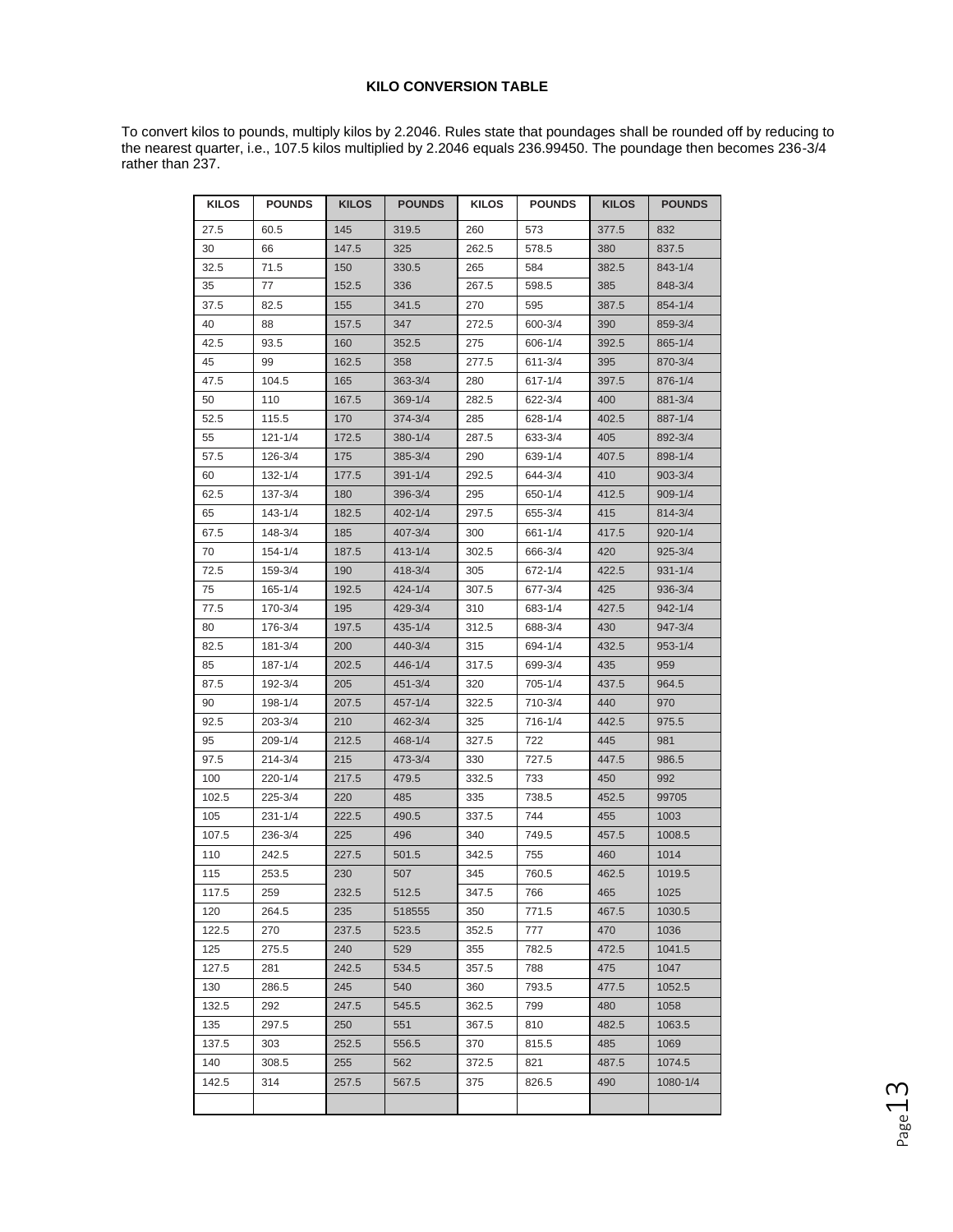**KILO CONVERSION TABLE**

To convert kilos to pounds, multiply kilos by 2.2046. Rules state that poundages shall be rounded off by reducing to the nearest quarter, i.e., 107.5 kilos multiplied by 2.2046 equals 236.99450. The poundage then becomes 236-3/4 rather than 237.

| KILOS | POUNDS | KILOS | POUNDS | KILOS | POUNDS | KILOS | POUNDS |
|---|---|---|---|---|---|---|---|
| 27.5 | 60.5 | 145 | 319.5 | 260 | 573 | 377.5 | 832 |
| 30 | 66 | 147.5 | 325 | 262.5 | 578.5 | 380 | 837.5 |
| 32.5 | 71.5 | 150 | 330.5 | 265 | 584 | 382.5 | 843-1/4 |
| 35 | 77 | 152.5 | 336 | 267.5 | 598.5 | 385 | 848-3/4 |
| 37.5 | 82.5 | 155 | 341.5 | 270 | 595 | 387.5 | 854-1/4 |
| 40 | 88 | 157.5 | 347 | 272.5 | 600-3/4 | 390 | 859-3/4 |
| 42.5 | 93.5 | 160 | 352.5 | 275 | 606-1/4 | 392.5 | 865-1/4 |
| 45 | 99 | 162.5 | 358 | 277.5 | 611-3/4 | 395 | 870-3/4 |
| 47.5 | 104.5 | 165 | 363-3/4 | 280 | 617-1/4 | 397.5 | 876-1/4 |
| 50 | 110 | 167.5 | 369-1/4 | 282.5 | 622-3/4 | 400 | 881-3/4 |
| 52.5 | 115.5 | 170 | 374-3/4 | 285 | 628-1/4 | 402.5 | 887-1/4 |
| 55 | 121-1/4 | 172.5 | 380-1/4 | 287.5 | 633-3/4 | 405 | 892-3/4 |
| 57.5 | 126-3/4 | 175 | 385-3/4 | 290 | 639-1/4 | 407.5 | 898-1/4 |
| 60 | 132-1/4 | 177.5 | 391-1/4 | 292.5 | 644-3/4 | 410 | 903-3/4 |
| 62.5 | 137-3/4 | 180 | 396-3/4 | 295 | 650-1/4 | 412.5 | 909-1/4 |
| 65 | 143-1/4 | 182.5 | 402-1/4 | 297.5 | 655-3/4 | 415 | 814-3/4 |
| 67.5 | 148-3/4 | 185 | 407-3/4 | 300 | 661-1/4 | 417.5 | 920-1/4 |
| 70 | 154-1/4 | 187.5 | 413-1/4 | 302.5 | 666-3/4 | 420 | 925-3/4 |
| 72.5 | 159-3/4 | 190 | 418-3/4 | 305 | 672-1/4 | 422.5 | 931-1/4 |
| 75 | 165-1/4 | 192.5 | 424-1/4 | 307.5 | 677-3/4 | 425 | 936-3/4 |
| 77.5 | 170-3/4 | 195 | 429-3/4 | 310 | 683-1/4 | 427.5 | 942-1/4 |
| 80 | 176-3/4 | 197.5 | 435-1/4 | 312.5 | 688-3/4 | 430 | 947-3/4 |
| 82.5 | 181-3/4 | 200 | 440-3/4 | 315 | 694-1/4 | 432.5 | 953-1/4 |
| 85 | 187-1/4 | 202.5 | 446-1/4 | 317.5 | 699-3/4 | 435 | 959 |
| 87.5 | 192-3/4 | 205 | 451-3/4 | 320 | 705-1/4 | 437.5 | 964.5 |
| 90 | 198-1/4 | 207.5 | 457-1/4 | 322.5 | 710-3/4 | 440 | 970 |
| 92.5 | 203-3/4 | 210 | 462-3/4 | 325 | 716-1/4 | 442.5 | 975.5 |
| 95 | 209-1/4 | 212.5 | 468-1/4 | 327.5 | 722 | 445 | 981 |
| 97.5 | 214-3/4 | 215 | 473-3/4 | 330 | 727.5 | 447.5 | 986.5 |
| 100 | 220-1/4 | 217.5 | 479.5 | 332.5 | 733 | 450 | 992 |
| 102.5 | 225-3/4 | 220 | 485 | 335 | 738.5 | 452.5 | 99705 |
| 105 | 231-1/4 | 222.5 | 490.5 | 337.5 | 744 | 455 | 1003 |
| 107.5 | 236-3/4 | 225 | 496 | 340 | 749.5 | 457.5 | 1008.5 |
| 110 | 242.5 | 227.5 | 501.5 | 342.5 | 755 | 460 | 1014 |
| 115 | 253.5 | 230 | 507 | 345 | 760.5 | 462.5 | 1019.5 |
| 117.5 | 259 | 232.5 | 512.5 | 347.5 | 766 | 465 | 1025 |
| 120 | 264.5 | 235 | 518555 | 350 | 771.5 | 467.5 | 1030.5 |
| 122.5 | 270 | 237.5 | 523.5 | 352.5 | 777 | 470 | 1036 |
| 125 | 275.5 | 240 | 529 | 355 | 782.5 | 472.5 | 1041.5 |
| 127.5 | 281 | 242.5 | 534.5 | 357.5 | 788 | 475 | 1047 |
| 130 | 286.5 | 245 | 540 | 360 | 793.5 | 477.5 | 1052.5 |
| 132.5 | 292 | 247.5 | 545.5 | 362.5 | 799 | 480 | 1058 |
| 135 | 297.5 | 250 | 551 | 367.5 | 810 | 482.5 | 1063.5 |
| 137.5 | 303 | 252.5 | 556.5 | 370 | 815.5 | 485 | 1069 |
| 140 | 308.5 | 255 | 562 | 372.5 | 821 | 487.5 | 1074.5 |
| 142.5 | 314 | 257.5 | 567.5 | 375 | 826.5 | 490 | 1080-1/4 |
| | | | | | | | |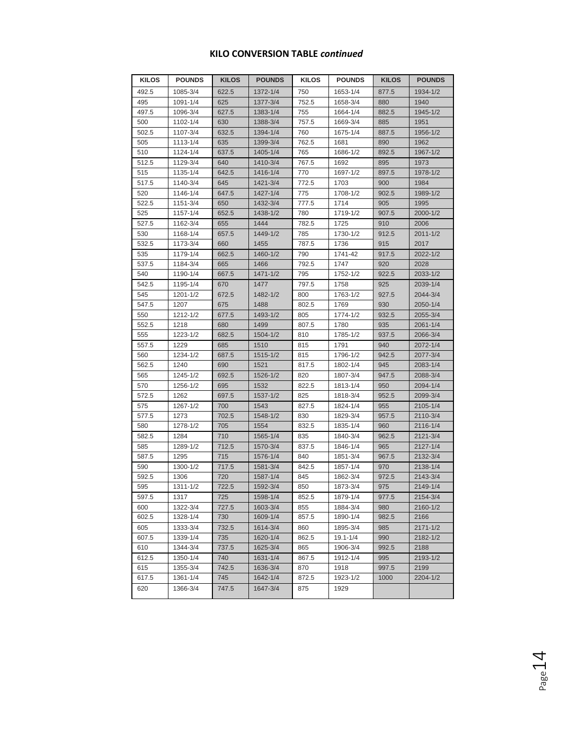## KILO CONVERSION TABLE *continued*

| KILOS | POUNDS | KILOS | POUNDS | KILOS | POUNDS | KILOS | POUNDS |
|---|---|---|---|---|---|---|---|
| 492.5 | 1085-3/4 | 622.5 | 1372-1/4 | 750 | 1653-1/4 | 877.5 | 1934-1/2 |
| 495 | 1091-1/4 | 625 | 1377-3/4 | 752.5 | 1658-3/4 | 880 | 1940 |
| 497.5 | 1096-3/4 | 627.5 | 1383-1/4 | 755 | 1664-1/4 | 882.5 | 1945-1/2 |
| 500 | 1102-1/4 | 630 | 1388-3/4 | 757.5 | 1669-3/4 | 885 | 1951 |
| 502.5 | 1107-3/4 | 632.5 | 1394-1/4 | 760 | 1675-1/4 | 887.5 | 1956-1/2 |
| 505 | 1113-1/4 | 635 | 1399-3/4 | 762.5 | 1681 | 890 | 1962 |
| 510 | 1124-1/4 | 637.5 | 1405-1/4 | 765 | 1686-1/2 | 892.5 | 1967-1/2 |
| 512.5 | 1129-3/4 | 640 | 1410-3/4 | 767.5 | 1692 | 895 | 1973 |
| 515 | 1135-1/4 | 642.5 | 1416-1/4 | 770 | 1697-1/2 | 897.5 | 1978-1/2 |
| 517.5 | 1140-3/4 | 645 | 1421-3/4 | 772.5 | 1703 | 900 | 1984 |
| 520 | 1146-1/4 | 647.5 | 1427-1/4 | 775 | 1708-1/2 | 902.5 | 1989-1/2 |
| 522.5 | 1151-3/4 | 650 | 1432-3/4 | 777.5 | 1714 | 905 | 1995 |
| 525 | 1157-1/4 | 652.5 | 1438-1/2 | 780 | 1719-1/2 | 907.5 | 2000-1/2 |
| 527.5 | 1162-3/4 | 655 | 1444 | 782.5 | 1725 | 910 | 2006 |
| 530 | 1168-1/4 | 657.5 | 1449-1/2 | 785 | 1730-1/2 | 912.5 | 2011-1/2 |
| 532.5 | 1173-3/4 | 660 | 1455 | 787.5 | 1736 | 915 | 2017 |
| 535 | 1179-1/4 | 662.5 | 1460-1/2 | 790 | 1741-42 | 917.5 | 2022-1/2 |
| 537.5 | 1184-3/4 | 665 | 1466 | 792.5 | 1747 | 920 | 2028 |
| 540 | 1190-1/4 | 667.5 | 1471-1/2 | 795 | 1752-1/2 | 922.5 | 2033-1/2 |
| 542.5 | 1195-1/4 | 670 | 1477 | 797.5 | 1758 | 925 | 2039-1/4 |
| 545 | 1201-1/2 | 672.5 | 1482-1/2 | 800 | 1763-1/2 | 927.5 | 2044-3/4 |
| 547.5 | 1207 | 675 | 1488 | 802.5 | 1769 | 930 | 2050-1/4 |
| 550 | 1212-1/2 | 677.5 | 1493-1/2 | 805 | 1774-1/2 | 932.5 | 2055-3/4 |
| 552.5 | 1218 | 680 | 1499 | 807.5 | 1780 | 935 | 2061-1/4 |
| 555 | 1223-1/2 | 682.5 | 1504-1/2 | 810 | 1785-1/2 | 937.5 | 2066-3/4 |
| 557.5 | 1229 | 685 | 1510 | 815 | 1791 | 940 | 2072-1/4 |
| 560 | 1234-1/2 | 687.5 | 1515-1/2 | 815 | 1796-1/2 | 942.5 | 2077-3/4 |
| 562.5 | 1240 | 690 | 1521 | 817.5 | 1802-1/4 | 945 | 2083-1/4 |
| 565 | 1245-1/2 | 692.5 | 1526-1/2 | 820 | 1807-3/4 | 947.5 | 2088-3/4 |
| 570 | 1256-1/2 | 695 | 1532 | 822.5 | 1813-1/4 | 950 | 2094-1/4 |
| 572.5 | 1262 | 697.5 | 1537-1/2 | 825 | 1818-3/4 | 952.5 | 2099-3/4 |
| 575 | 1267-1/2 | 700 | 1543 | 827.5 | 1824-1/4 | 955 | 2105-1/4 |
| 577.5 | 1273 | 702.5 | 1548-1/2 | 830 | 1829-3/4 | 957.5 | 2110-3/4 |
| 580 | 1278-1/2 | 705 | 1554 | 832.5 | 1835-1/4 | 960 | 2116-1/4 |
| 582.5 | 1284 | 710 | 1565-1/4 | 835 | 1840-3/4 | 962.5 | 2121-3/4 |
| 585 | 1289-1/2 | 712.5 | 1570-3/4 | 837.5 | 1846-1/4 | 965 | 2127-1/4 |
| 587.5 | 1295 | 715 | 1576-1/4 | 840 | 1851-3/4 | 967.5 | 2132-3/4 |
| 590 | 1300-1/2 | 717.5 | 1581-3/4 | 842.5 | 1857-1/4 | 970 | 2138-1/4 |
| 592.5 | 1306 | 720 | 1587-1/4 | 845 | 1862-3/4 | 972.5 | 2143-3/4 |
| 595 | 1311-1/2 | 722.5 | 1592-3/4 | 850 | 1873-3/4 | 975 | 2149-1/4 |
| 597.5 | 1317 | 725 | 1598-1/4 | 852.5 | 1879-1/4 | 977.5 | 2154-3/4 |
| 600 | 1322-3/4 | 727.5 | 1603-3/4 | 855 | 1884-3/4 | 980 | 2160-1/2 |
| 602.5 | 1328-1/4 | 730 | 1609-1/4 | 857.5 | 1890-1/4 | 982.5 | 2166 |
| 605 | 1333-3/4 | 732.5 | 1614-3/4 | 860 | 1895-3/4 | 985 | 2171-1/2 |
| 607.5 | 1339-1/4 | 735 | 1620-1/4 | 862.5 | 19.1-1/4 | 990 | 2182-1/2 |
| 610 | 1344-3/4 | 737.5 | 1625-3/4 | 865 | 1906-3/4 | 992.5 | 2188 |
| 612.5 | 1350-1/4 | 740 | 1631-1/4 | 867.5 | 1912-1/4 | 995 | 2193-1/2 |
| 615 | 1355-3/4 | 742.5 | 1636-3/4 | 870 | 1918 | 997.5 | 2199 |
| 617.5 | 1361-1/4 | 745 | 1642-1/4 | 872.5 | 1923-1/2 | 1000 | 2204-1/2 |
| 620 | 1366-3/4 | 747.5 | 1647-3/4 | 875 | 1929 | | |